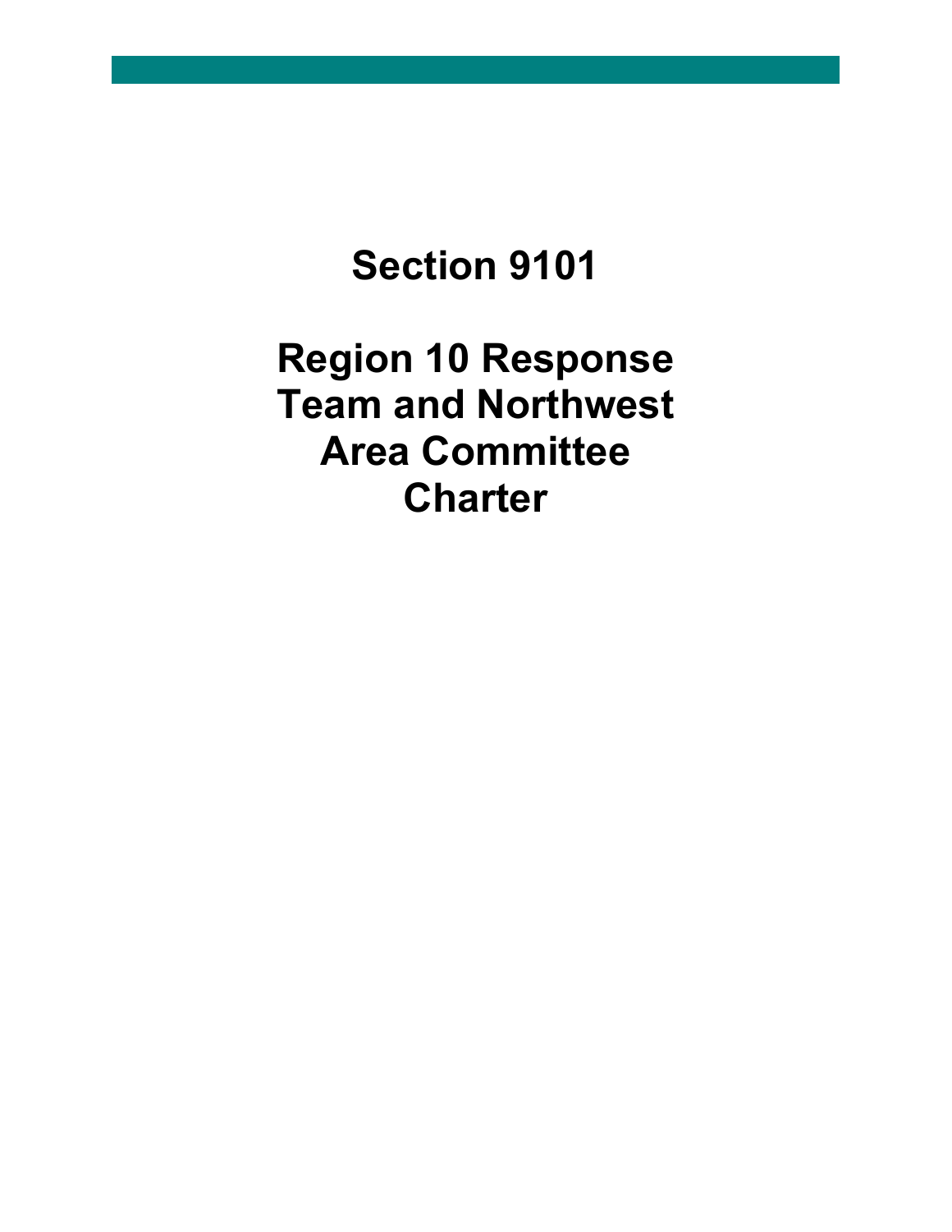# Section 9101

# Region 10 Response Team and Northwest Area Committee Charter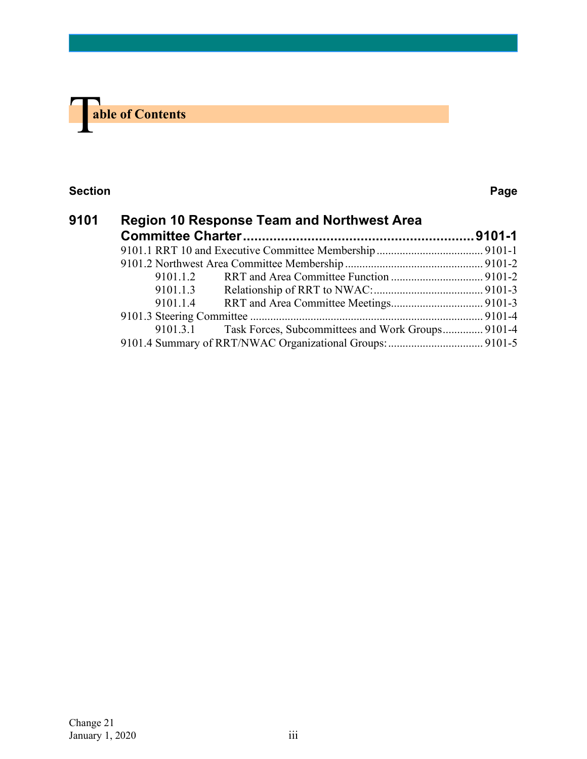# Table of Contents

| Section | | Page |
|---|---|---|
| **9101** | **Region 10 Response Team and Northwest Area Committee Charter** | **9101-1** |
| | 9101.1 RRT 10 and Executive Committee Membership | 9101-1 |
| | 9101.2 Northwest Area Committee Membership | 9101-2 |
| | 9101.1.2 RRT and Area Committee Function | 9101-2 |
| | 9101.1.3 Relationship of RRT to NWAC: | 9101-3 |
| | 9101.1.4 RRT and Area Committee Meetings | 9101-3 |
| | 9101.3 Steering Committee | 9101-4 |
| | 9101.3.1 Task Forces, Subcommittees and Work Groups | 9101-4 |
| | 9101.4 Summary of RRT/NWAC Organizational Groups: | 9101-5 |

Change 21
January 1, 2020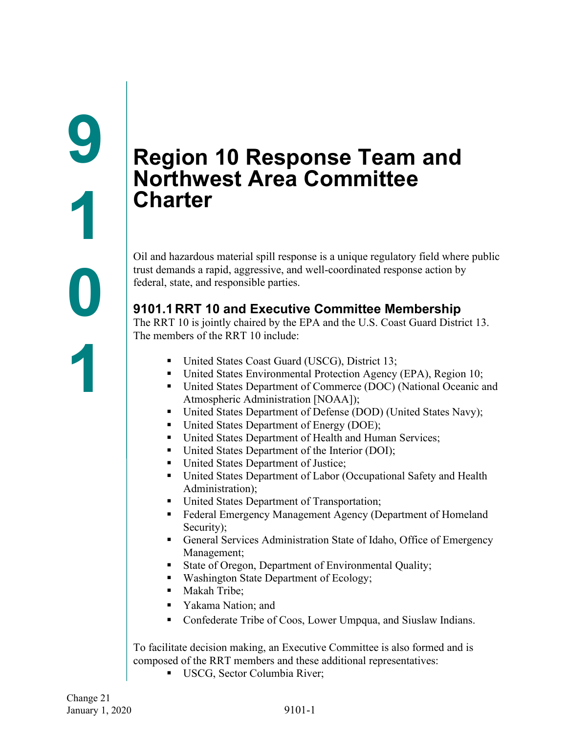# Region 10 Response Team and Northwest Area Committee Charter

Oil and hazardous material spill response is a unique regulatory field where public trust demands a rapid, aggressive, and well-coordinated response action by federal, state, and responsible parties.

## 9101.1 RRT 10 and Executive Committee Membership

The RRT 10 is jointly chaired by the EPA and the U.S. Coast Guard District 13. The members of the RRT 10 include:

- United States Coast Guard (USCG), District 13;
- United States Environmental Protection Agency (EPA), Region 10;
- United States Department of Commerce (DOC) (National Oceanic and Atmospheric Administration [NOAA]);
- United States Department of Defense (DOD) (United States Navy);
- United States Department of Energy (DOE);
- United States Department of Health and Human Services;
- United States Department of the Interior (DOI);
- United States Department of Justice;
- United States Department of Labor (Occupational Safety and Health Administration);
- United States Department of Transportation;
- Federal Emergency Management Agency (Department of Homeland Security);
- General Services Administration State of Idaho, Office of Emergency Management;
- State of Oregon, Department of Environmental Quality;
- Washington State Department of Ecology;
- Makah Tribe;
- Yakama Nation; and
- Confederate Tribe of Coos, Lower Umpqua, and Siuslaw Indians.

To facilitate decision making, an Executive Committee is also formed and is composed of the RRT members and these additional representatives:

- USCG, Sector Columbia River;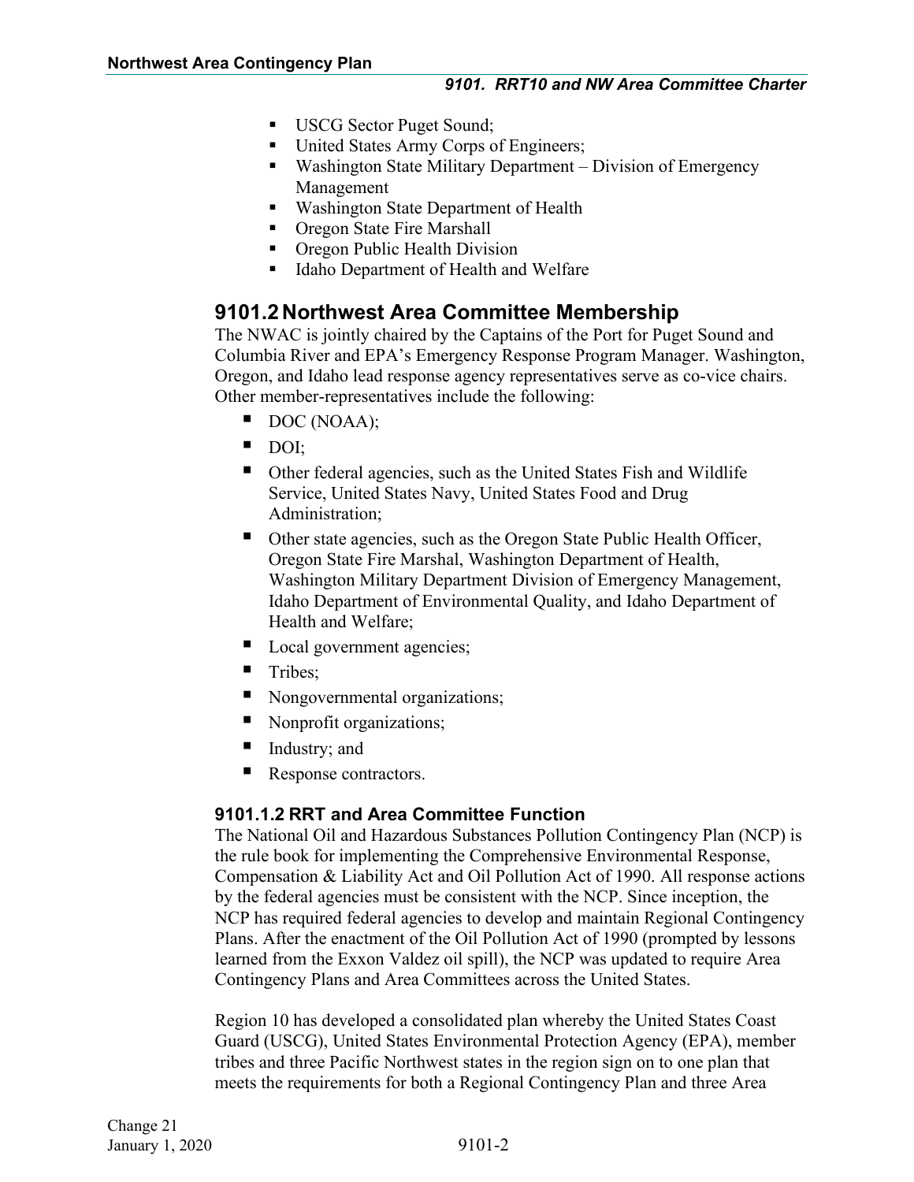- USCG Sector Puget Sound;
- United States Army Corps of Engineers;
- Washington State Military Department – Division of Emergency Management
- Washington State Department of Health
- Oregon State Fire Marshall
- Oregon Public Health Division
- Idaho Department of Health and Welfare

## 9101.2 Northwest Area Committee Membership

The NWAC is jointly chaired by the Captains of the Port for Puget Sound and Columbia River and EPA's Emergency Response Program Manager. Washington, Oregon, and Idaho lead response agency representatives serve as co-vice chairs. Other member-representatives include the following:

- DOC (NOAA);
- DOI;
- Other federal agencies, such as the United States Fish and Wildlife Service, United States Navy, United States Food and Drug Administration;
- Other state agencies, such as the Oregon State Public Health Officer, Oregon State Fire Marshal, Washington Department of Health, Washington Military Department Division of Emergency Management, Idaho Department of Environmental Quality, and Idaho Department of Health and Welfare;
- Local government agencies;
- Tribes;
- Nongovernmental organizations;
- Nonprofit organizations;
- Industry; and
- Response contractors.

### 9101.1.2 RRT and Area Committee Function

The National Oil and Hazardous Substances Pollution Contingency Plan (NCP) is the rule book for implementing the Comprehensive Environmental Response, Compensation & Liability Act and Oil Pollution Act of 1990. All response actions by the federal agencies must be consistent with the NCP. Since inception, the NCP has required federal agencies to develop and maintain Regional Contingency Plans. After the enactment of the Oil Pollution Act of 1990 (prompted by lessons learned from the Exxon Valdez oil spill), the NCP was updated to require Area Contingency Plans and Area Committees across the United States.

Region 10 has developed a consolidated plan whereby the United States Coast Guard (USCG), United States Environmental Protection Agency (EPA), member tribes and three Pacific Northwest states in the region sign on to one plan that meets the requirements for both a Regional Contingency Plan and three Area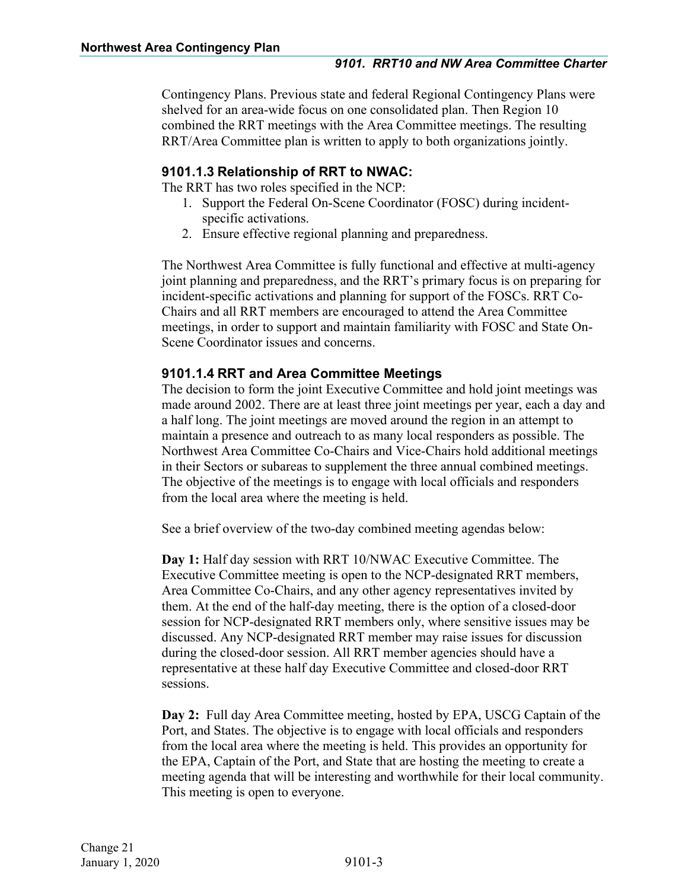Contingency Plans. Previous state and federal Regional Contingency Plans were shelved for an area-wide focus on one consolidated plan. Then Region 10 combined the RRT meetings with the Area Committee meetings. The resulting RRT/Area Committee plan is written to apply to both organizations jointly.

### 9101.1.3 Relationship of RRT to NWAC:

The RRT has two roles specified in the NCP:

1. Support the Federal On-Scene Coordinator (FOSC) during incident-specific activations.
2. Ensure effective regional planning and preparedness.

The Northwest Area Committee is fully functional and effective at multi-agency joint planning and preparedness, and the RRT's primary focus is on preparing for incident-specific activations and planning for support of the FOSCs. RRT Co-Chairs and all RRT members are encouraged to attend the Area Committee meetings, in order to support and maintain familiarity with FOSC and State On-Scene Coordinator issues and concerns.

### 9101.1.4 RRT and Area Committee Meetings

The decision to form the joint Executive Committee and hold joint meetings was made around 2002. There are at least three joint meetings per year, each a day and a half long. The joint meetings are moved around the region in an attempt to maintain a presence and outreach to as many local responders as possible. The Northwest Area Committee Co-Chairs and Vice-Chairs hold additional meetings in their Sectors or subareas to supplement the three annual combined meetings. The objective of the meetings is to engage with local officials and responders from the local area where the meeting is held.

See a brief overview of the two-day combined meeting agendas below:

**Day 1:** Half day session with RRT 10/NWAC Executive Committee. The Executive Committee meeting is open to the NCP-designated RRT members, Area Committee Co-Chairs, and any other agency representatives invited by them. At the end of the half-day meeting, there is the option of a closed-door session for NCP-designated RRT members only, where sensitive issues may be discussed. Any NCP-designated RRT member may raise issues for discussion during the closed-door session. All RRT member agencies should have a representative at these half day Executive Committee and closed-door RRT sessions.

**Day 2:** Full day Area Committee meeting, hosted by EPA, USCG Captain of the Port, and States. The objective is to engage with local officials and responders from the local area where the meeting is held. This provides an opportunity for the EPA, Captain of the Port, and State that are hosting the meeting to create a meeting agenda that will be interesting and worthwhile for their local community. This meeting is open to everyone.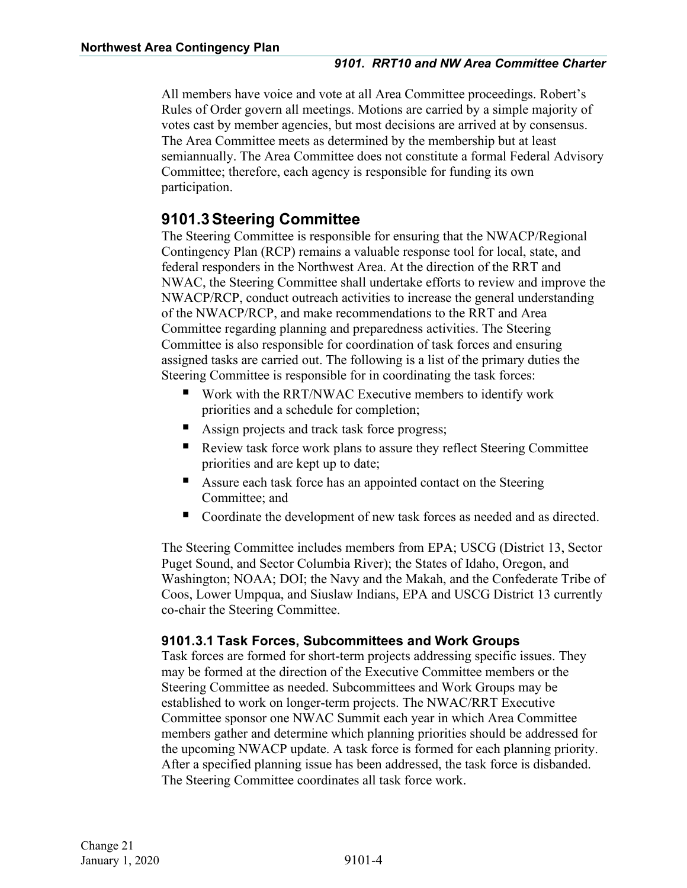All members have voice and vote at all Area Committee proceedings. Robert's Rules of Order govern all meetings. Motions are carried by a simple majority of votes cast by member agencies, but most decisions are arrived at by consensus. The Area Committee meets as determined by the membership but at least semiannually. The Area Committee does not constitute a formal Federal Advisory Committee; therefore, each agency is responsible for funding its own participation.

## 9101.3 Steering Committee

The Steering Committee is responsible for ensuring that the NWACP/Regional Contingency Plan (RCP) remains a valuable response tool for local, state, and federal responders in the Northwest Area. At the direction of the RRT and NWAC, the Steering Committee shall undertake efforts to review and improve the NWACP/RCP, conduct outreach activities to increase the general understanding of the NWACP/RCP, and make recommendations to the RRT and Area Committee regarding planning and preparedness activities. The Steering Committee is also responsible for coordination of task forces and ensuring assigned tasks are carried out. The following is a list of the primary duties the Steering Committee is responsible for in coordinating the task forces:

- Work with the RRT/NWAC Executive members to identify work priorities and a schedule for completion;
- Assign projects and track task force progress;
- Review task force work plans to assure they reflect Steering Committee priorities and are kept up to date;
- Assure each task force has an appointed contact on the Steering Committee; and
- Coordinate the development of new task forces as needed and as directed.

The Steering Committee includes members from EPA; USCG (District 13, Sector Puget Sound, and Sector Columbia River); the States of Idaho, Oregon, and Washington; NOAA; DOI; the Navy and the Makah, and the Confederate Tribe of Coos, Lower Umpqua, and Siuslaw Indians, EPA and USCG District 13 currently co-chair the Steering Committee.

### 9101.3.1 Task Forces, Subcommittees and Work Groups

Task forces are formed for short-term projects addressing specific issues. They may be formed at the direction of the Executive Committee members or the Steering Committee as needed. Subcommittees and Work Groups may be established to work on longer-term projects. The NWAC/RRT Executive Committee sponsor one NWAC Summit each year in which Area Committee members gather and determine which planning priorities should be addressed for the upcoming NWACP update. A task force is formed for each planning priority. After a specified planning issue has been addressed, the task force is disbanded. The Steering Committee coordinates all task force work.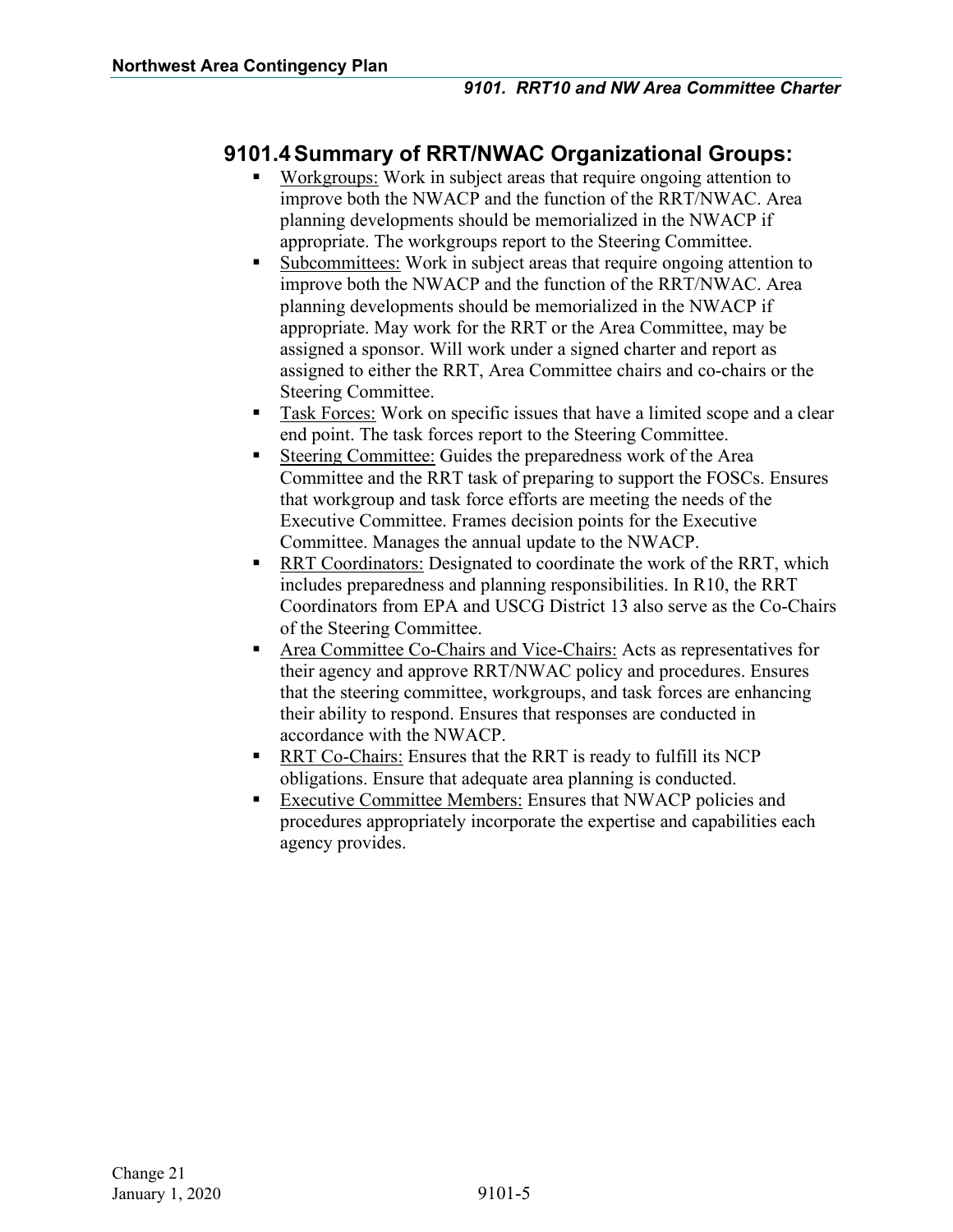## 9101.4 Summary of RRT/NWAC Organizational Groups:

- Workgroups: Work in subject areas that require ongoing attention to improve both the NWACP and the function of the RRT/NWAC. Area planning developments should be memorialized in the NWACP if appropriate. The workgroups report to the Steering Committee.
- Subcommittees: Work in subject areas that require ongoing attention to improve both the NWACP and the function of the RRT/NWAC. Area planning developments should be memorialized in the NWACP if appropriate. May work for the RRT or the Area Committee, may be assigned a sponsor. Will work under a signed charter and report as assigned to either the RRT, Area Committee chairs and co-chairs or the Steering Committee.
- Task Forces: Work on specific issues that have a limited scope and a clear end point. The task forces report to the Steering Committee.
- Steering Committee: Guides the preparedness work of the Area Committee and the RRT task of preparing to support the FOSCs. Ensures that workgroup and task force efforts are meeting the needs of the Executive Committee. Frames decision points for the Executive Committee. Manages the annual update to the NWACP.
- RRT Coordinators: Designated to coordinate the work of the RRT, which includes preparedness and planning responsibilities. In R10, the RRT Coordinators from EPA and USCG District 13 also serve as the Co-Chairs of the Steering Committee.
- Area Committee Co-Chairs and Vice-Chairs: Acts as representatives for their agency and approve RRT/NWAC policy and procedures. Ensures that the steering committee, workgroups, and task forces are enhancing their ability to respond. Ensures that responses are conducted in accordance with the NWACP.
- RRT Co-Chairs: Ensures that the RRT is ready to fulfill its NCP obligations. Ensure that adequate area planning is conducted.
- Executive Committee Members: Ensures that NWACP policies and procedures appropriately incorporate the expertise and capabilities each agency provides.